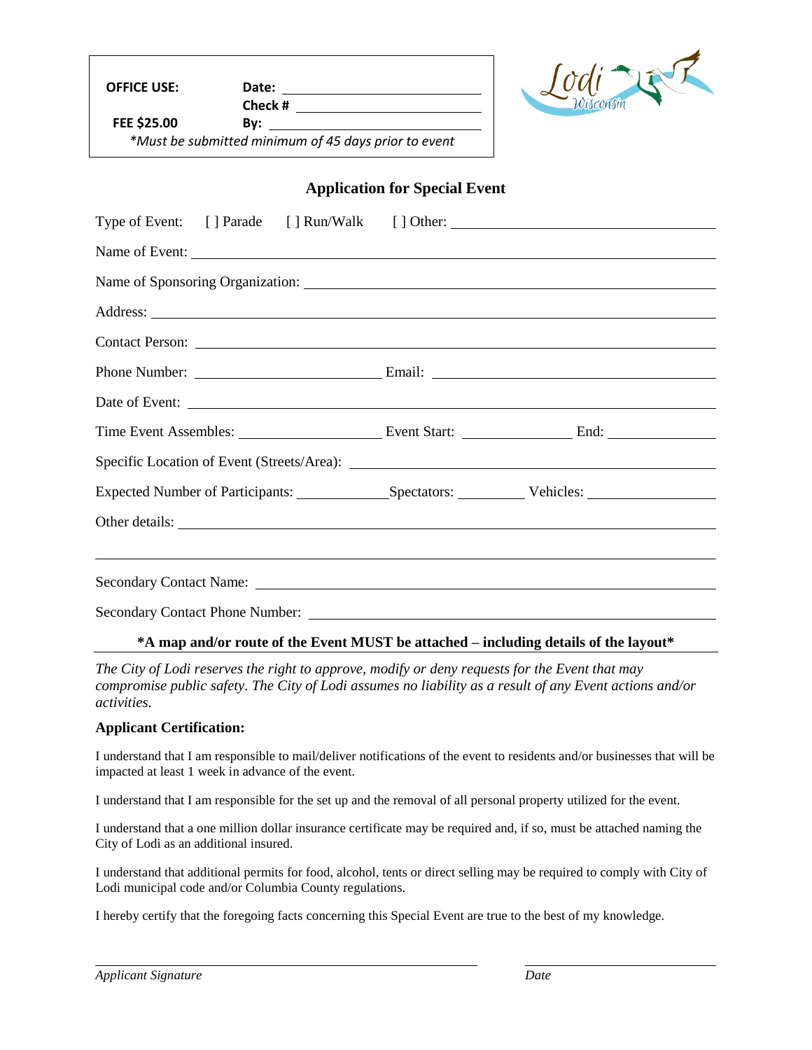**OFFICE USE:** **Date:** ______________________

**Check #** ______________________

**FEE $25.00** **By:** ______________________

*\*Must be submitted minimum of 45 days prior to event*

Lodi Wisconsin

# Application for Special Event

Type of Event: [ ] Parade [ ] Run/Walk [ ] Other: ______________________

Name of Event: ______________________

Name of Sponsoring Organization: ______________________

Address: ______________________

Contact Person: ______________________

Phone Number: ______________________ Email: ______________________

Date of Event: ______________________

Time Event Assembles: ______________ Event Start: ______________ End: ______________

Specific Location of Event (Streets/Area): ______________________

Expected Number of Participants: __________ Spectators: __________ Vehicles: __________

Other details: ______________________

______________________

Secondary Contact Name: ______________________

Secondary Contact Phone Number: ______________________

**\*A map and/or route of the Event MUST be attached – including details of the layout\***

*The City of Lodi reserves the right to approve, modify or deny requests for the Event that may compromise public safety. The City of Lodi assumes no liability as a result of any Event actions and/or activities.*

**Applicant Certification:**

I understand that I am responsible to mail/deliver notifications of the event to residents and/or businesses that will be impacted at least 1 week in advance of the event.

I understand that I am responsible for the set up and the removal of all personal property utilized for the event.

I understand that a one million dollar insurance certificate may be required and, if so, must be attached naming the City of Lodi as an additional insured.

I understand that additional permits for food, alcohol, tents or direct selling may be required to comply with City of Lodi municipal code and/or Columbia County regulations.

I hereby certify that the foregoing facts concerning this Special Event are true to the best of my knowledge.

______________________ ______________________

*Applicant Signature* *Date*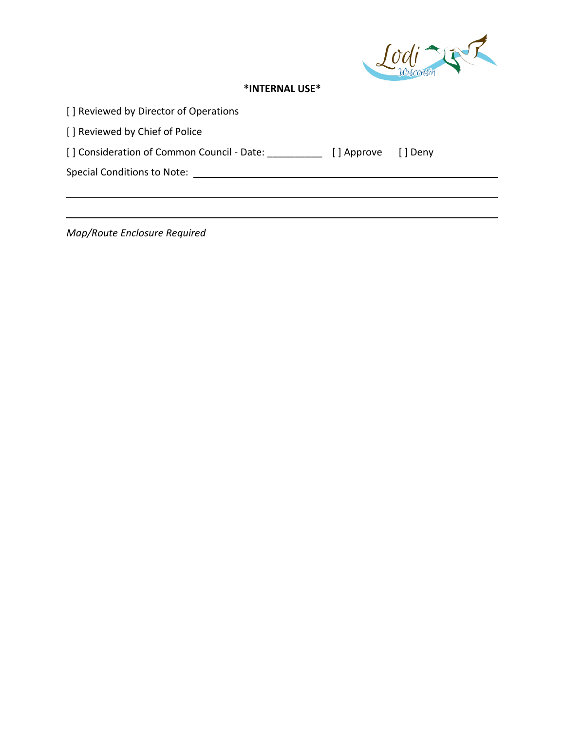**\*INTERNAL USE\***

[ ] Reviewed by Director of Operations

[ ] Reviewed by Chief of Police

[ ] Consideration of Common Council - Date: __________ [ ] Approve [ ] Deny

Special Conditions to Note: ____________________________________________

_______________________________________________________________________

_______________________________________________________________________

*Map/Route Enclosure Required*